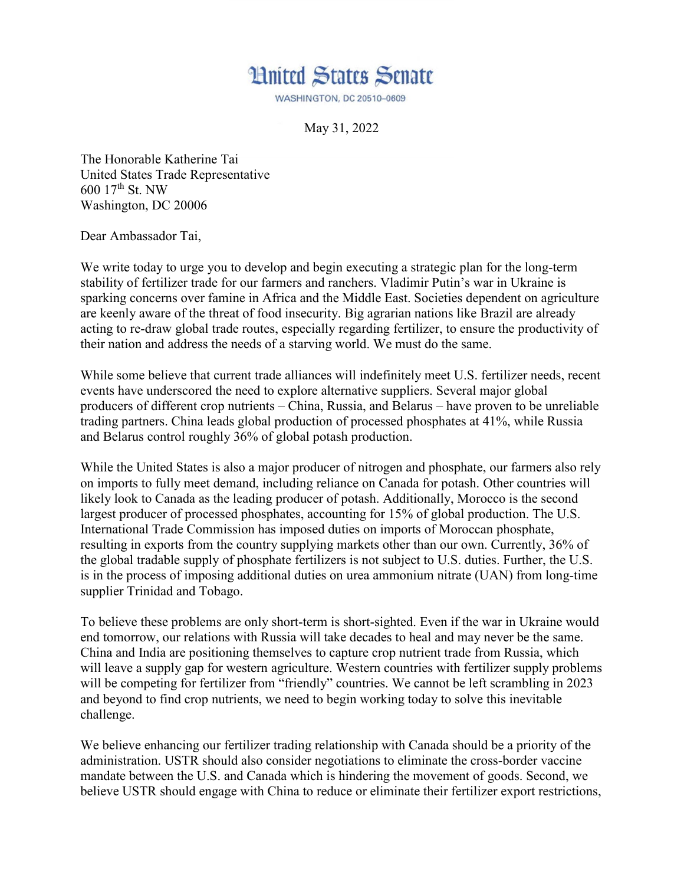# United States Senate

WASHINGTON, DC 20510–0609

May 31, 2022

The Honorable Katherine Tai
United States Trade Representative
600 17th St. NW
Washington, DC 20006

Dear Ambassador Tai,

We write today to urge you to develop and begin executing a strategic plan for the long-term stability of fertilizer trade for our farmers and ranchers. Vladimir Putin's war in Ukraine is sparking concerns over famine in Africa and the Middle East. Societies dependent on agriculture are keenly aware of the threat of food insecurity. Big agrarian nations like Brazil are already acting to re-draw global trade routes, especially regarding fertilizer, to ensure the productivity of their nation and address the needs of a starving world. We must do the same.

While some believe that current trade alliances will indefinitely meet U.S. fertilizer needs, recent events have underscored the need to explore alternative suppliers. Several major global producers of different crop nutrients – China, Russia, and Belarus – have proven to be unreliable trading partners. China leads global production of processed phosphates at 41%, while Russia and Belarus control roughly 36% of global potash production.

While the United States is also a major producer of nitrogen and phosphate, our farmers also rely on imports to fully meet demand, including reliance on Canada for potash. Other countries will likely look to Canada as the leading producer of potash. Additionally, Morocco is the second largest producer of processed phosphates, accounting for 15% of global production. The U.S. International Trade Commission has imposed duties on imports of Moroccan phosphate, resulting in exports from the country supplying markets other than our own. Currently, 36% of the global tradable supply of phosphate fertilizers is not subject to U.S. duties. Further, the U.S. is in the process of imposing additional duties on urea ammonium nitrate (UAN) from long-time supplier Trinidad and Tobago.

To believe these problems are only short-term is short-sighted. Even if the war in Ukraine would end tomorrow, our relations with Russia will take decades to heal and may never be the same. China and India are positioning themselves to capture crop nutrient trade from Russia, which will leave a supply gap for western agriculture. Western countries with fertilizer supply problems will be competing for fertilizer from "friendly" countries. We cannot be left scrambling in 2023 and beyond to find crop nutrients, we need to begin working today to solve this inevitable challenge.

We believe enhancing our fertilizer trading relationship with Canada should be a priority of the administration. USTR should also consider negotiations to eliminate the cross-border vaccine mandate between the U.S. and Canada which is hindering the movement of goods. Second, we believe USTR should engage with China to reduce or eliminate their fertilizer export restrictions,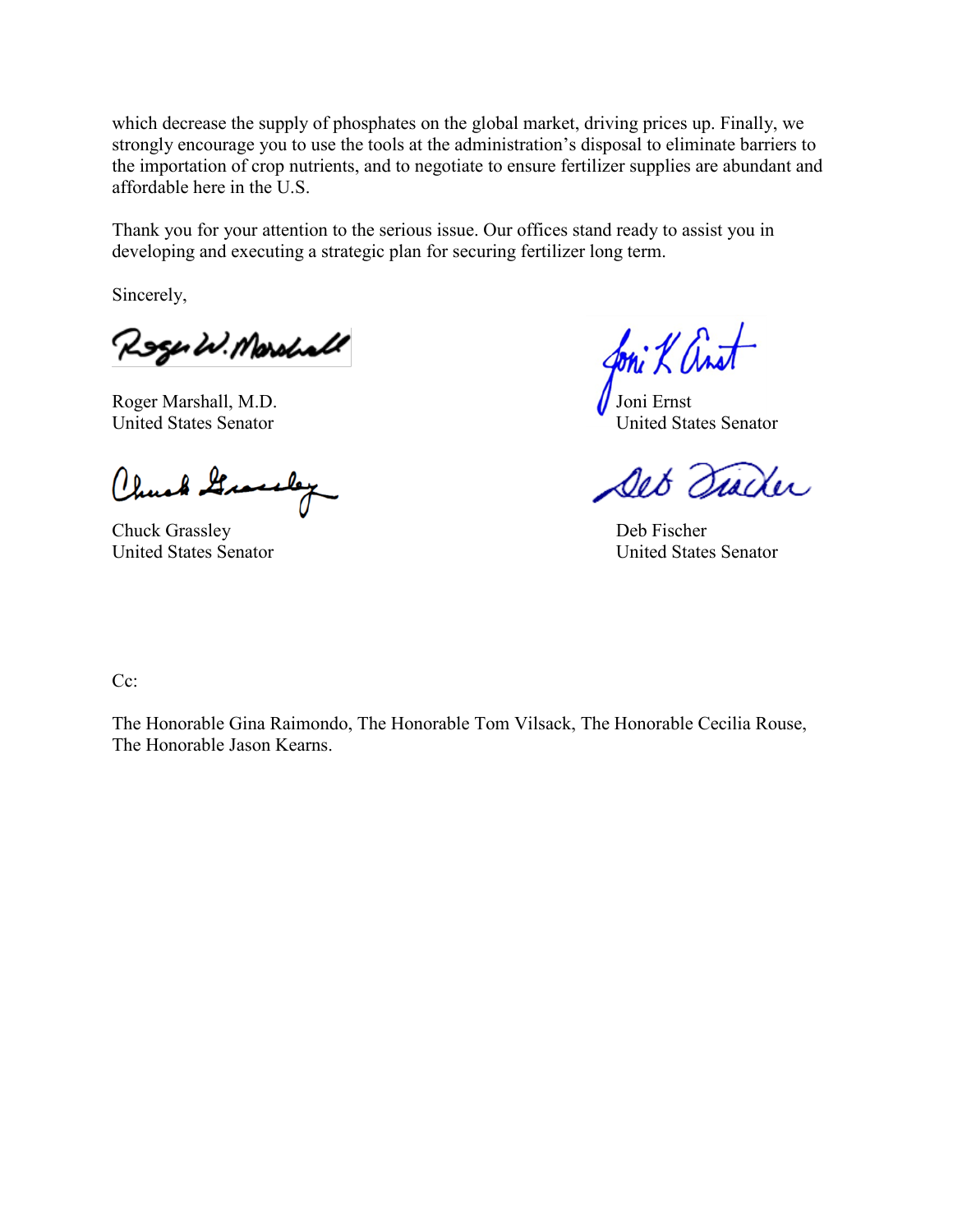which decrease the supply of phosphates on the global market, driving prices up. Finally, we strongly encourage you to use the tools at the administration's disposal to eliminate barriers to the importation of crop nutrients, and to negotiate to ensure fertilizer supplies are abundant and affordable here in the U.S.

Thank you for your attention to the serious issue. Our offices stand ready to assist you in developing and executing a strategic plan for securing fertilizer long term.

Sincerely,

Roger Marshall, M.D.
United States Senator

Joni Ernst
United States Senator

Chuck Grassley
United States Senator

Deb Fischer
United States Senator

Cc:

The Honorable Gina Raimondo, The Honorable Tom Vilsack, The Honorable Cecilia Rouse, The Honorable Jason Kearns.